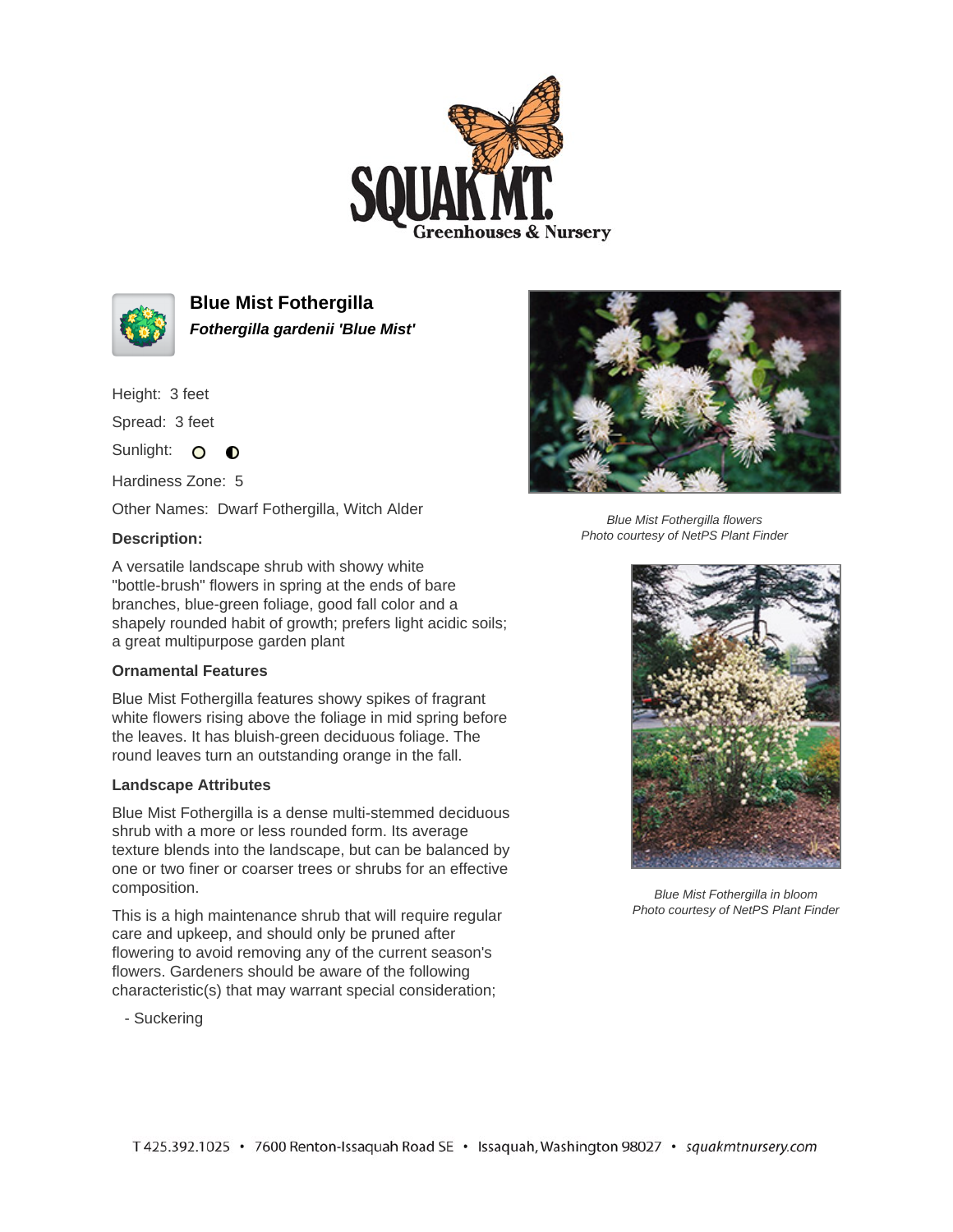# Blue Mist Fothergilla

***Fothergilla gardenii 'Blue Mist'***

Height: 3 feet

Spread: 3 feet

Sunlight:

Hardiness Zone: 5

Other Names: Dwarf Fothergilla, Witch Alder

**Description:**

A versatile landscape shrub with showy white "bottle-brush" flowers in spring at the ends of bare branches, blue-green foliage, good fall color and a shapely rounded habit of growth; prefers light acidic soils; a great multipurpose garden plant

### Ornamental Features

Blue Mist Fothergilla features showy spikes of fragrant white flowers rising above the foliage in mid spring before the leaves. It has bluish-green deciduous foliage. The round leaves turn an outstanding orange in the fall.

### Landscape Attributes

Blue Mist Fothergilla is a dense multi-stemmed deciduous shrub with a more or less rounded form. Its average texture blends into the landscape, but can be balanced by one or two finer or coarser trees or shrubs for an effective composition.

This is a high maintenance shrub that will require regular care and upkeep, and should only be pruned after flowering to avoid removing any of the current season's flowers. Gardeners should be aware of the following characteristic(s) that may warrant special consideration;

- Suckering

*Blue Mist Fothergilla flowers*
*Photo courtesy of NetPS Plant Finder*

*Blue Mist Fothergilla in bloom*
*Photo courtesy of NetPS Plant Finder*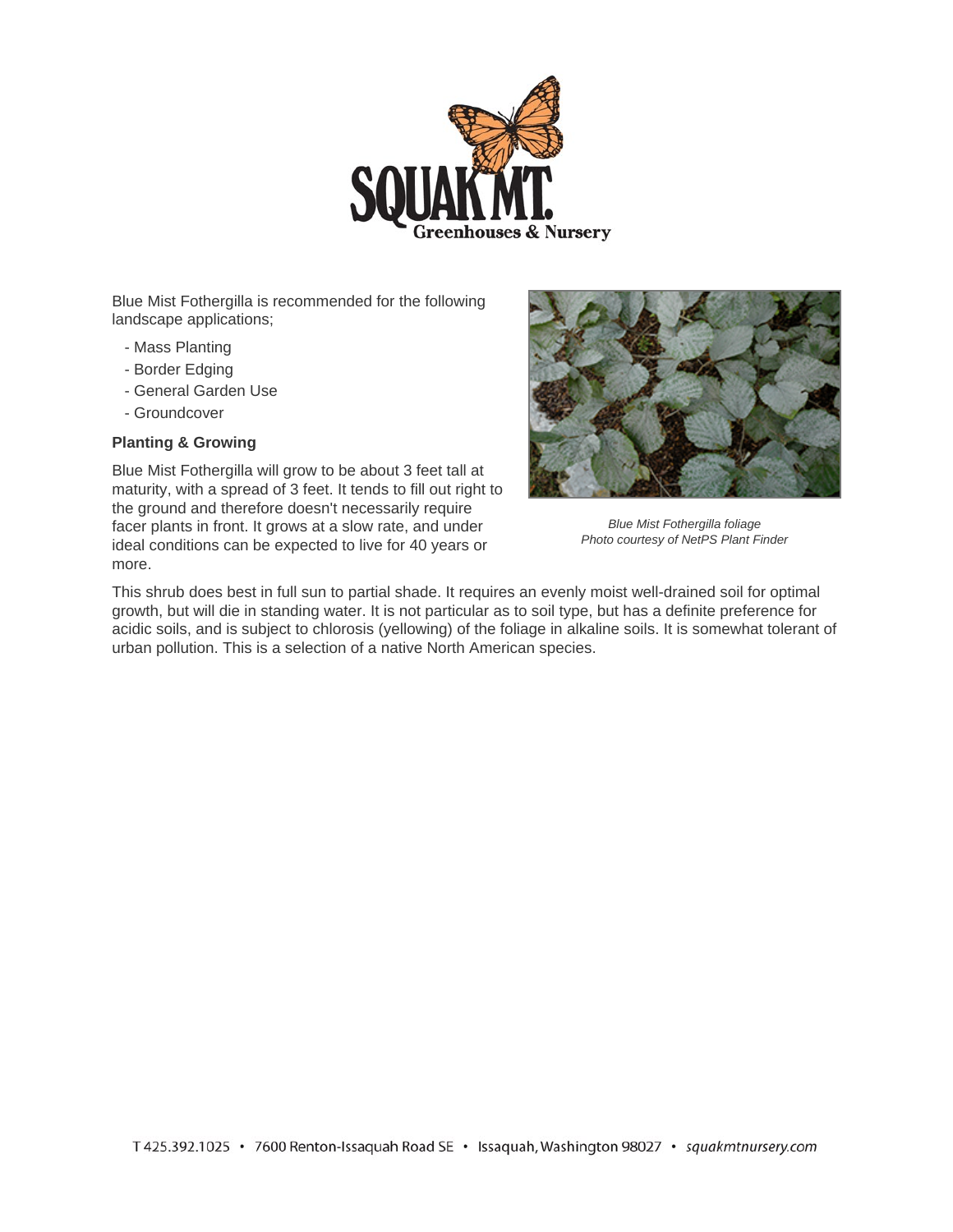Blue Mist Fothergilla is recommended for the following landscape applications;

- Mass Planting
- Border Edging
- General Garden Use
- Groundcover

**Planting & Growing**

Blue Mist Fothergilla will grow to be about 3 feet tall at maturity, with a spread of 3 feet. It tends to fill out right to the ground and therefore doesn't necessarily require facer plants in front. It grows at a slow rate, and under ideal conditions can be expected to live for 40 years or more.

*Blue Mist Fothergilla foliage*
*Photo courtesy of NetPS Plant Finder*

This shrub does best in full sun to partial shade. It requires an evenly moist well-drained soil for optimal growth, but will die in standing water. It is not particular as to soil type, but has a definite preference for acidic soils, and is subject to chlorosis (yellowing) of the foliage in alkaline soils. It is somewhat tolerant of urban pollution. This is a selection of a native North American species.